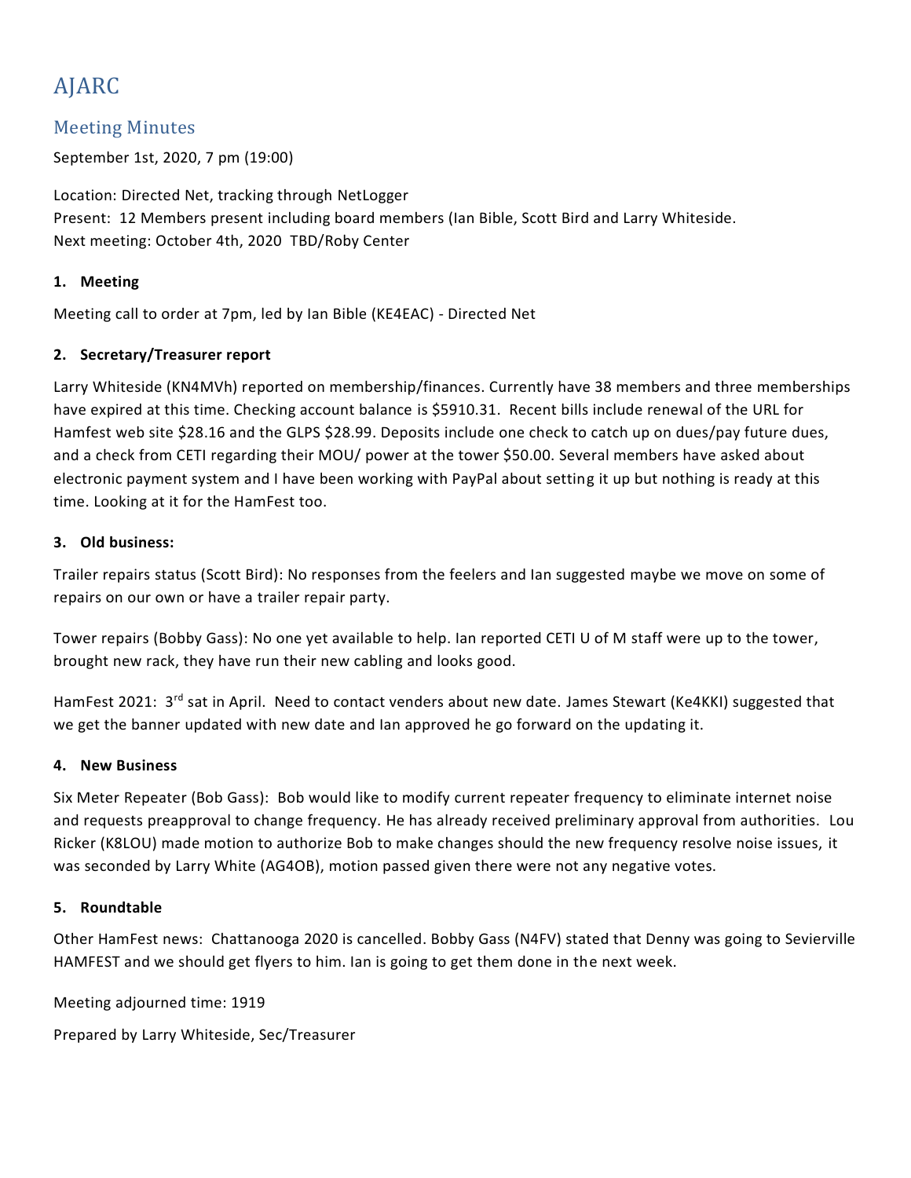# AJARC

## Meeting Minutes

September 1st, 2020, 7 pm (19:00)

Location: Directed Net, tracking through NetLogger
Present: 12 Members present including board members (Ian Bible, Scott Bird and Larry Whiteside.
Next meeting: October 4th, 2020 TBD/Roby Center

### 1. Meeting

Meeting call to order at 7pm, led by Ian Bible (KE4EAC) - Directed Net

### 2. Secretary/Treasurer report

Larry Whiteside (KN4MVh) reported on membership/finances. Currently have 38 members and three memberships have expired at this time. Checking account balance is $5910.31. Recent bills include renewal of the URL for Hamfest web site $28.16 and the GLPS $28.99. Deposits include one check to catch up on dues/pay future dues, and a check from CETI regarding their MOU/ power at the tower $50.00. Several members have asked about electronic payment system and I have been working with PayPal about setting it up but nothing is ready at this time. Looking at it for the HamFest too.

### 3. Old business:

Trailer repairs status (Scott Bird): No responses from the feelers and Ian suggested maybe we move on some of repairs on our own or have a trailer repair party.

Tower repairs (Bobby Gass): No one yet available to help. Ian reported CETI U of M staff were up to the tower, brought new rack, they have run their new cabling and looks good.

HamFest 2021: 3rd sat in April. Need to contact venders about new date. James Stewart (Ke4KKI) suggested that we get the banner updated with new date and Ian approved he go forward on the updating it.

### 4. New Business

Six Meter Repeater (Bob Gass): Bob would like to modify current repeater frequency to eliminate internet noise and requests preapproval to change frequency. He has already received preliminary approval from authorities. Lou Ricker (K8LOU) made motion to authorize Bob to make changes should the new frequency resolve noise issues, it was seconded by Larry White (AG4OB), motion passed given there were not any negative votes.

### 5. Roundtable

Other HamFest news: Chattanooga 2020 is cancelled. Bobby Gass (N4FV) stated that Denny was going to Sevierville HAMFEST and we should get flyers to him. Ian is going to get them done in the next week.

Meeting adjourned time: 1919

Prepared by Larry Whiteside, Sec/Treasurer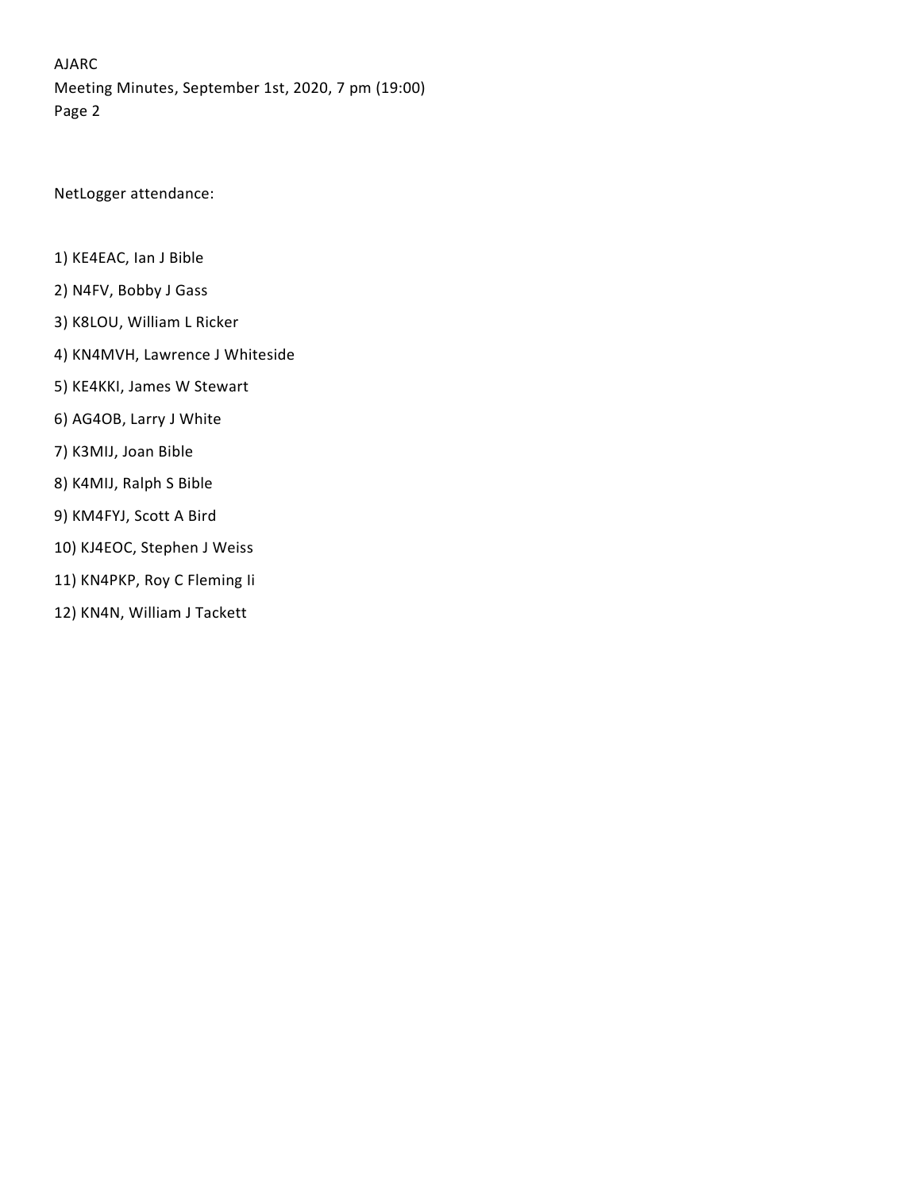NetLogger attendance:

1) KE4EAC, Ian J Bible
2) N4FV, Bobby J Gass
3) K8LOU, William L Ricker
4) KN4MVH, Lawrence J Whiteside
5) KE4KKI, James W Stewart
6) AG4OB, Larry J White
7) K3MIJ, Joan Bible
8) K4MIJ, Ralph S Bible
9) KM4FYJ, Scott A Bird
10) KJ4EOC, Stephen J Weiss
11) KN4PKP, Roy C Fleming Ii
12) KN4N, William J Tackett